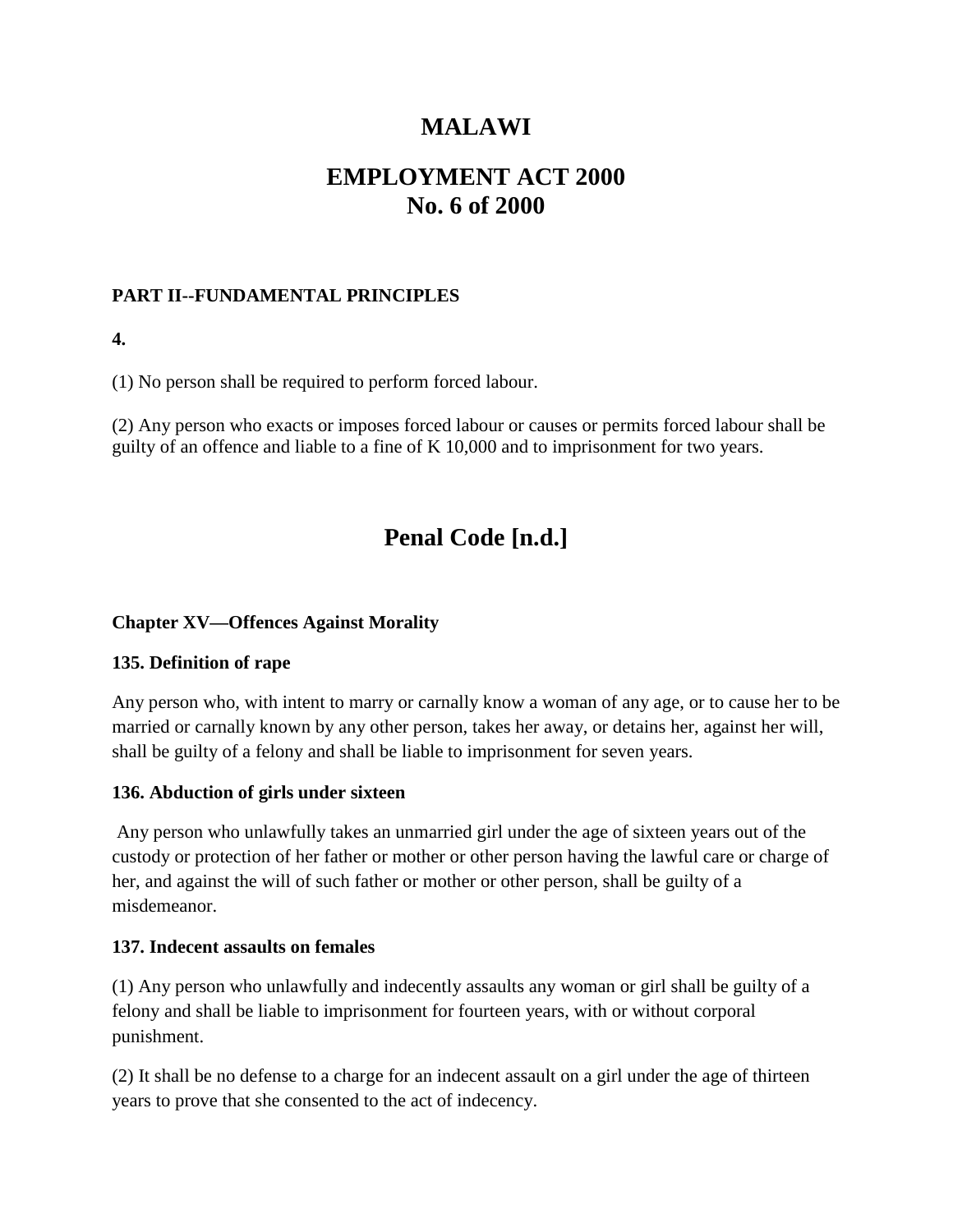# MALAWI

# EMPLOYMENT ACT 2000
# No. 6 of 2000

**PART II--FUNDAMENTAL PRINCIPLES**

**4.**

(1) No person shall be required to perform forced labour.

(2) Any person who exacts or imposes forced labour or causes or permits forced labour shall be guilty of an offence and liable to a fine of K 10,000 and to imprisonment for two years.

# Penal Code [n.d.]

**Chapter XV—Offences Against Morality**

**135. Definition of rape**

Any person who, with intent to marry or carnally know a woman of any age, or to cause her to be married or carnally known by any other person, takes her away, or detains her, against her will, shall be guilty of a felony and shall be liable to imprisonment for seven years.

**136. Abduction of girls under sixteen**

Any person who unlawfully takes an unmarried girl under the age of sixteen years out of the custody or protection of her father or mother or other person having the lawful care or charge of her, and against the will of such father or mother or other person, shall be guilty of a misdemeanor.

**137. Indecent assaults on females**

(1) Any person who unlawfully and indecently assaults any woman or girl shall be guilty of a felony and shall be liable to imprisonment for fourteen years, with or without corporal punishment.

(2) It shall be no defense to a charge for an indecent assault on a girl under the age of thirteen years to prove that she consented to the act of indecency.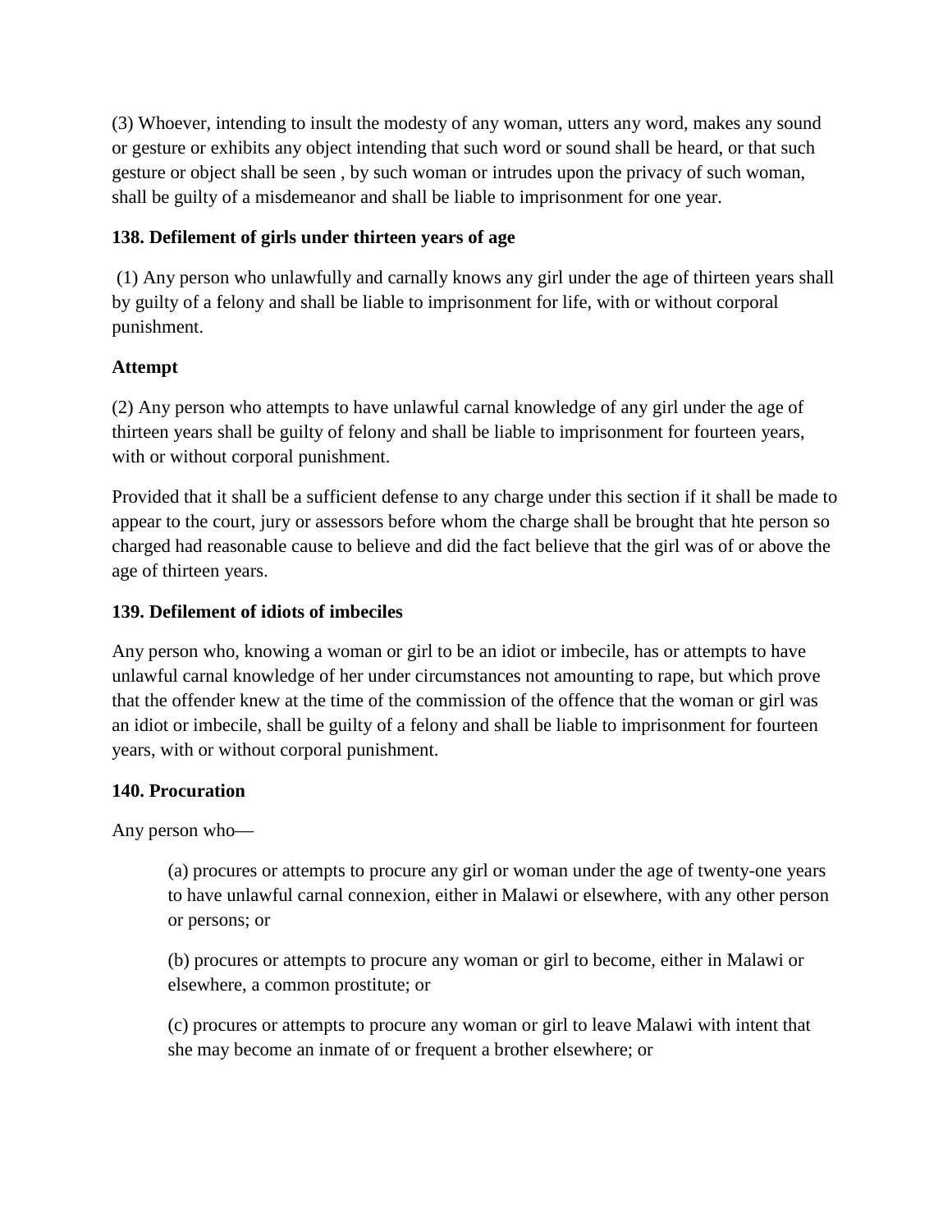(3) Whoever, intending to insult the modesty of any woman, utters any word, makes any sound or gesture or exhibits any object intending that such word or sound shall be heard, or that such gesture or object shall be seen , by such woman or intrudes upon the privacy of such woman, shall be guilty of a misdemeanor and shall be liable to imprisonment for one year.

**138. Defilement of girls under thirteen years of age**

(1) Any person who unlawfully and carnally knows any girl under the age of thirteen years shall by guilty of a felony and shall be liable to imprisonment for life, with or without corporal punishment.

**Attempt**

(2) Any person who attempts to have unlawful carnal knowledge of any girl under the age of thirteen years shall be guilty of felony and shall be liable to imprisonment for fourteen years, with or without corporal punishment.

Provided that it shall be a sufficient defense to any charge under this section if it shall be made to appear to the court, jury or assessors before whom the charge shall be brought that hte person so charged had reasonable cause to believe and did the fact believe that the girl was of or above the age of thirteen years.

**139. Defilement of idiots of imbeciles**

Any person who, knowing a woman or girl to be an idiot or imbecile, has or attempts to have unlawful carnal knowledge of her under circumstances not amounting to rape, but which prove that the offender knew at the time of the commission of the offence that the woman or girl was an idiot or imbecile, shall be guilty of a felony and shall be liable to imprisonment for fourteen years, with or without corporal punishment.

**140. Procuration**

Any person who—

(a) procures or attempts to procure any girl or woman under the age of twenty-one years to have unlawful carnal connexion, either in Malawi or elsewhere, with any other person or persons; or

(b) procures or attempts to procure any woman or girl to become, either in Malawi or elsewhere, a common prostitute; or

(c) procures or attempts to procure any woman or girl to leave Malawi with intent that she may become an inmate of or frequent a brother elsewhere; or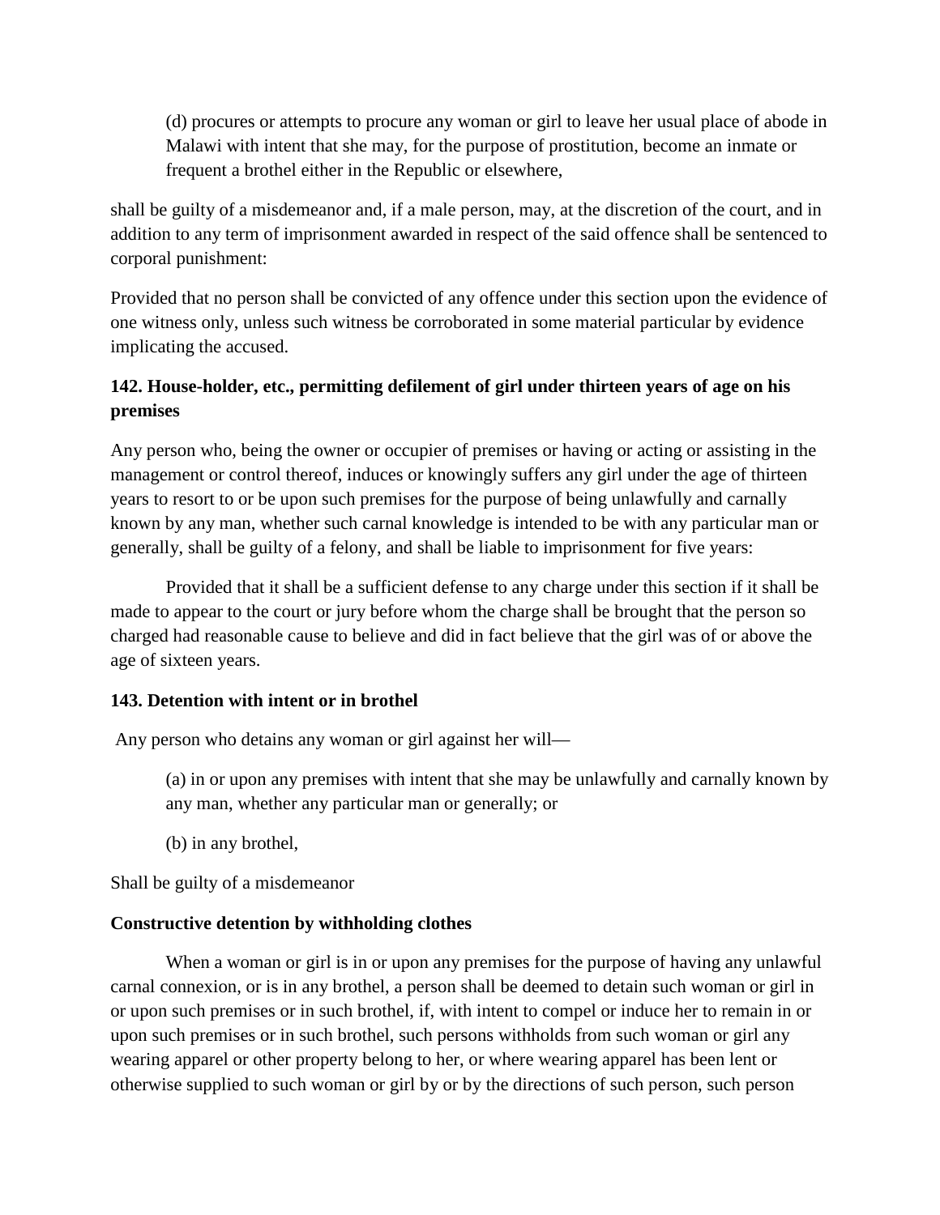(d) procures or attempts to procure any woman or girl to leave her usual place of abode in Malawi with intent that she may, for the purpose of prostitution, become an inmate or frequent a brothel either in the Republic or elsewhere,

shall be guilty of a misdemeanor and, if a male person, may, at the discretion of the court, and in addition to any term of imprisonment awarded in respect of the said offence shall be sentenced to corporal punishment:

Provided that no person shall be convicted of any offence under this section upon the evidence of one witness only, unless such witness be corroborated in some material particular by evidence implicating the accused.

**142. House-holder, etc., permitting defilement of girl under thirteen years of age on his premises**

Any person who, being the owner or occupier of premises or having or acting or assisting in the management or control thereof, induces or knowingly suffers any girl under the age of thirteen years to resort to or be upon such premises for the purpose of being unlawfully and carnally known by any man, whether such carnal knowledge is intended to be with any particular man or generally, shall be guilty of a felony, and shall be liable to imprisonment for five years:

Provided that it shall be a sufficient defense to any charge under this section if it shall be made to appear to the court or jury before whom the charge shall be brought that the person so charged had reasonable cause to believe and did in fact believe that the girl was of or above the age of sixteen years.

**143. Detention with intent or in brothel**

Any person who detains any woman or girl against her will—

(a) in or upon any premises with intent that she may be unlawfully and carnally known by any man, whether any particular man or generally; or

(b) in any brothel,

Shall be guilty of a misdemeanor

**Constructive detention by withholding clothes**

When a woman or girl is in or upon any premises for the purpose of having any unlawful carnal connexion, or is in any brothel, a person shall be deemed to detain such woman or girl in or upon such premises or in such brothel, if, with intent to compel or induce her to remain in or upon such premises or in such brothel, such persons withholds from such woman or girl any wearing apparel or other property belong to her, or where wearing apparel has been lent or otherwise supplied to such woman or girl by or by the directions of such person, such person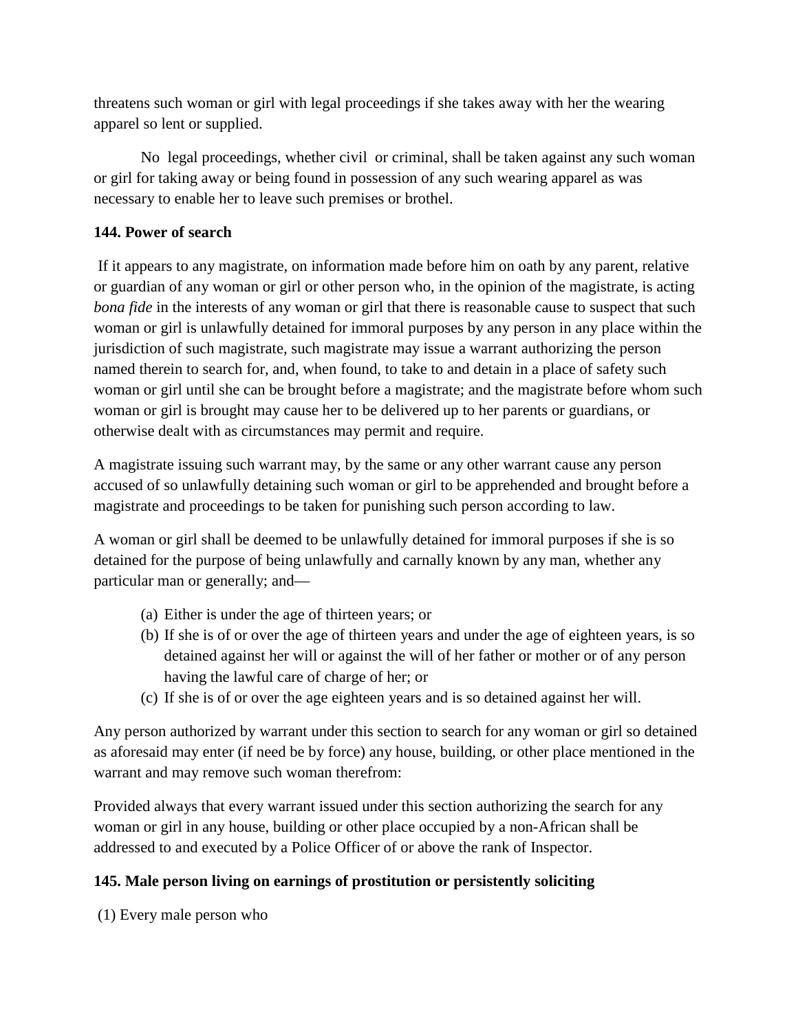threatens such woman or girl with legal proceedings if she takes away with her the wearing apparel so lent or supplied.

No legal proceedings, whether civil or criminal, shall be taken against any such woman or girl for taking away or being found in possession of any such wearing apparel as was necessary to enable her to leave such premises or brothel.

**144. Power of search**

If it appears to any magistrate, on information made before him on oath by any parent, relative or guardian of any woman or girl or other person who, in the opinion of the magistrate, is acting *bona fide* in the interests of any woman or girl that there is reasonable cause to suspect that such woman or girl is unlawfully detained for immoral purposes by any person in any place within the jurisdiction of such magistrate, such magistrate may issue a warrant authorizing the person named therein to search for, and, when found, to take to and detain in a place of safety such woman or girl until she can be brought before a magistrate; and the magistrate before whom such woman or girl is brought may cause her to be delivered up to her parents or guardians, or otherwise dealt with as circumstances may permit and require.

A magistrate issuing such warrant may, by the same or any other warrant cause any person accused of so unlawfully detaining such woman or girl to be apprehended and brought before a magistrate and proceedings to be taken for punishing such person according to law.

A woman or girl shall be deemed to be unlawfully detained for immoral purposes if she is so detained for the purpose of being unlawfully and carnally known by any man, whether any particular man or generally; and—

(a) Either is under the age of thirteen years; or
(b) If she is of or over the age of thirteen years and under the age of eighteen years, is so detained against her will or against the will of her father or mother or of any person having the lawful care of charge of her; or
(c) If she is of or over the age eighteen years and is so detained against her will.

Any person authorized by warrant under this section to search for any woman or girl so detained as aforesaid may enter (if need be by force) any house, building, or other place mentioned in the warrant and may remove such woman therefrom:

Provided always that every warrant issued under this section authorizing the search for any woman or girl in any house, building or other place occupied by a non-African shall be addressed to and executed by a Police Officer of or above the rank of Inspector.

**145. Male person living on earnings of prostitution or persistently soliciting**

(1) Every male person who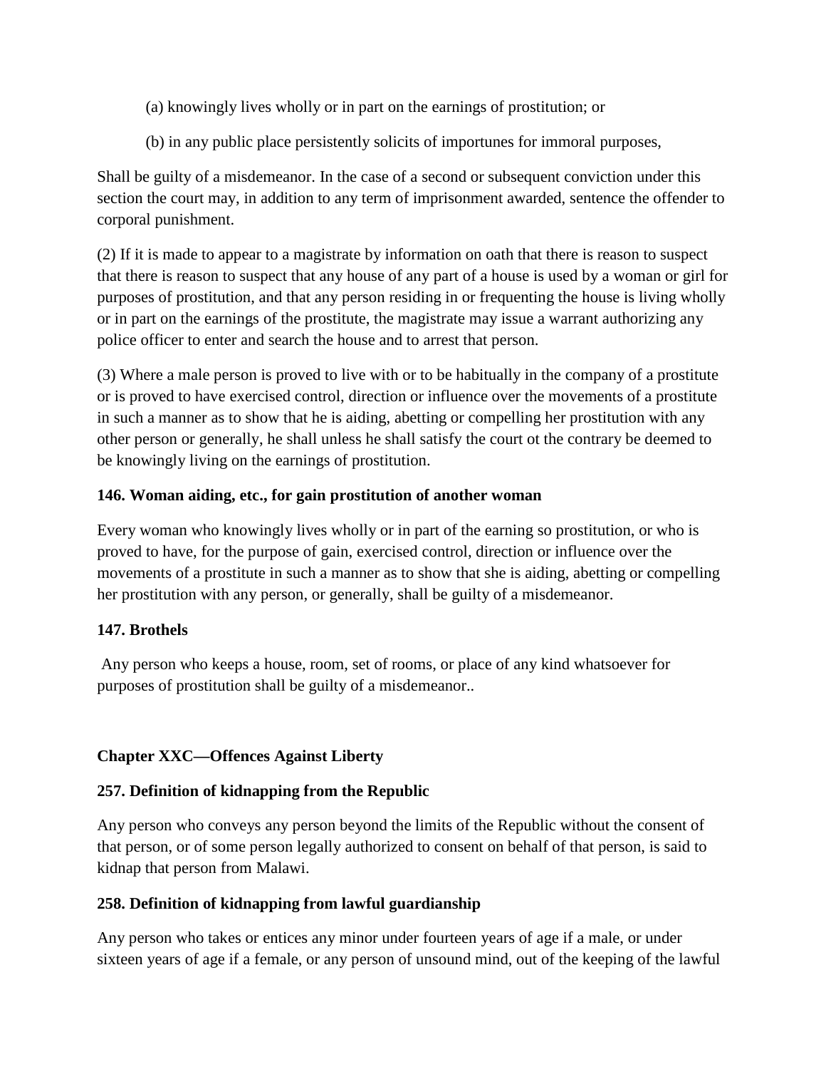(a) knowingly lives wholly or in part on the earnings of prostitution; or

(b) in any public place persistently solicits of importunes for immoral purposes,

Shall be guilty of a misdemeanor. In the case of a second or subsequent conviction under this section the court may, in addition to any term of imprisonment awarded, sentence the offender to corporal punishment.

(2) If it is made to appear to a magistrate by information on oath that there is reason to suspect that there is reason to suspect that any house of any part of a house is used by a woman or girl for purposes of prostitution, and that any person residing in or frequenting the house is living wholly or in part on the earnings of the prostitute, the magistrate may issue a warrant authorizing any police officer to enter and search the house and to arrest that person.

(3) Where a male person is proved to live with or to be habitually in the company of a prostitute or is proved to have exercised control, direction or influence over the movements of a prostitute in such a manner as to show that he is aiding, abetting or compelling her prostitution with any other person or generally, he shall unless he shall satisfy the court ot the contrary be deemed to be knowingly living on the earnings of prostitution.

**146. Woman aiding, etc., for gain prostitution of another woman**

Every woman who knowingly lives wholly or in part of the earning so prostitution, or who is proved to have, for the purpose of gain, exercised control, direction or influence over the movements of a prostitute in such a manner as to show that she is aiding, abetting or compelling her prostitution with any person, or generally, shall be guilty of a misdemeanor.

**147. Brothels**

Any person who keeps a house, room, set of rooms, or place of any kind whatsoever for purposes of prostitution shall be guilty of a misdemeanor..

**Chapter XXC—Offences Against Liberty**

**257. Definition of kidnapping from the Republic**

Any person who conveys any person beyond the limits of the Republic without the consent of that person, or of some person legally authorized to consent on behalf of that person, is said to kidnap that person from Malawi.

**258. Definition of kidnapping from lawful guardianship**

Any person who takes or entices any minor under fourteen years of age if a male, or under sixteen years of age if a female, or any person of unsound mind, out of the keeping of the lawful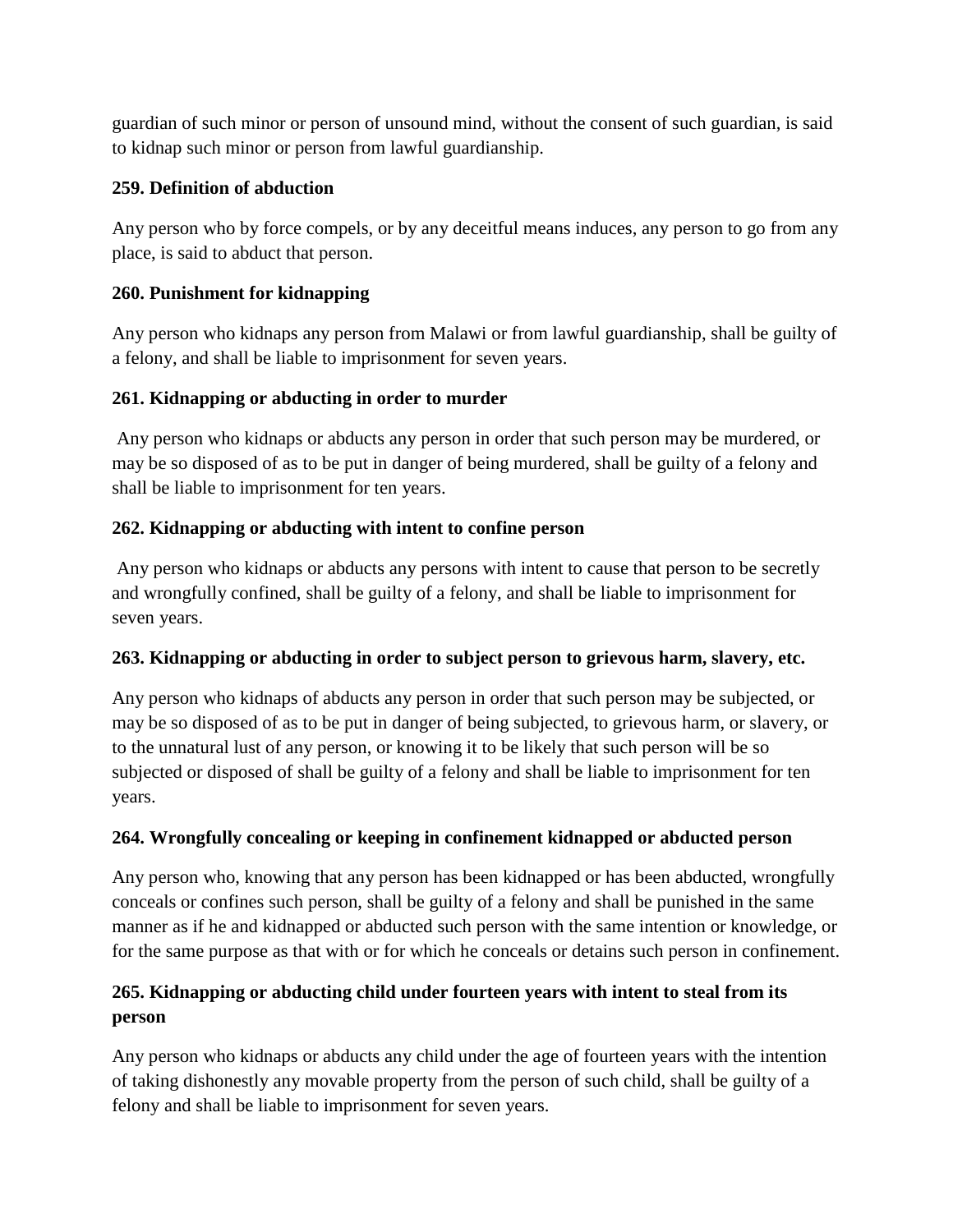guardian of such minor or person of unsound mind, without the consent of such guardian, is said to kidnap such minor or person from lawful guardianship.

**259. Definition of abduction**

Any person who by force compels, or by any deceitful means induces, any person to go from any place, is said to abduct that person.

**260. Punishment for kidnapping**

Any person who kidnaps any person from Malawi or from lawful guardianship, shall be guilty of a felony, and shall be liable to imprisonment for seven years.

**261. Kidnapping or abducting in order to murder**

Any person who kidnaps or abducts any person in order that such person may be murdered, or may be so disposed of as to be put in danger of being murdered, shall be guilty of a felony and shall be liable to imprisonment for ten years.

**262. Kidnapping or abducting with intent to confine person**

Any person who kidnaps or abducts any persons with intent to cause that person to be secretly and wrongfully confined, shall be guilty of a felony, and shall be liable to imprisonment for seven years.

**263. Kidnapping or abducting in order to subject person to grievous harm, slavery, etc.**

Any person who kidnaps of abducts any person in order that such person may be subjected, or may be so disposed of as to be put in danger of being subjected, to grievous harm, or slavery, or to the unnatural lust of any person, or knowing it to be likely that such person will be so subjected or disposed of shall be guilty of a felony and shall be liable to imprisonment for ten years.

**264. Wrongfully concealing or keeping in confinement kidnapped or abducted person**

Any person who, knowing that any person has been kidnapped or has been abducted, wrongfully conceals or confines such person, shall be guilty of a felony and shall be punished in the same manner as if he and kidnapped or abducted such person with the same intention or knowledge, or for the same purpose as that with or for which he conceals or detains such person in confinement.

**265. Kidnapping or abducting child under fourteen years with intent to steal from its person**

Any person who kidnaps or abducts any child under the age of fourteen years with the intention of taking dishonestly any movable property from the person of such child, shall be guilty of a felony and shall be liable to imprisonment for seven years.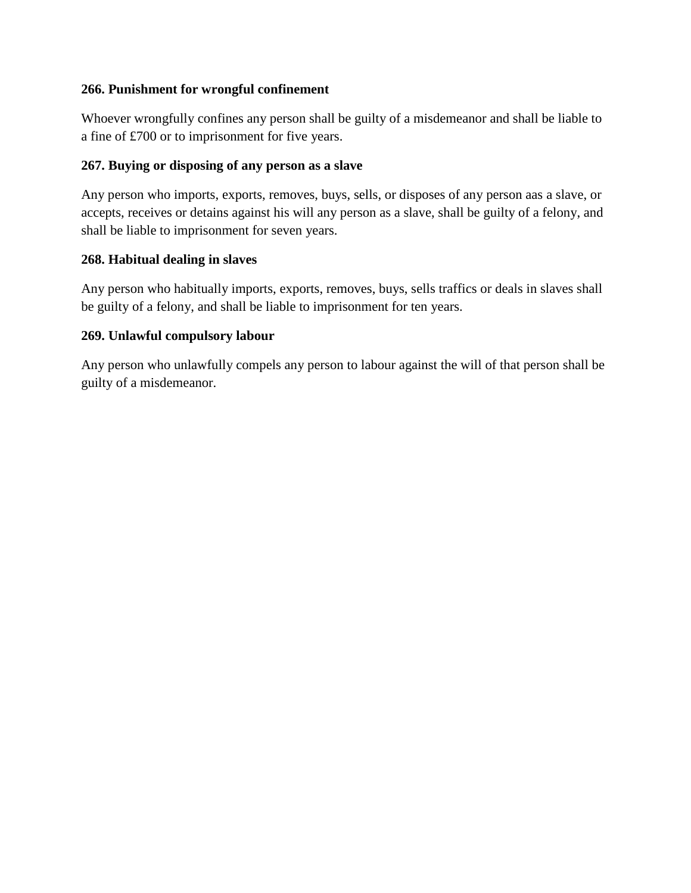**266. Punishment for wrongful confinement**

Whoever wrongfully confines any person shall be guilty of a misdemeanor and shall be liable to a fine of £700 or to imprisonment for five years.

**267. Buying or disposing of any person as a slave**

Any person who imports, exports, removes, buys, sells, or disposes of any person aas a slave, or accepts, receives or detains against his will any person as a slave, shall be guilty of a felony, and shall be liable to imprisonment for seven years.

**268. Habitual dealing in slaves**

Any person who habitually imports, exports, removes, buys, sells traffics or deals in slaves shall be guilty of a felony, and shall be liable to imprisonment for ten years.

**269. Unlawful compulsory labour**

Any person who unlawfully compels any person to labour against the will of that person shall be guilty of a misdemeanor.